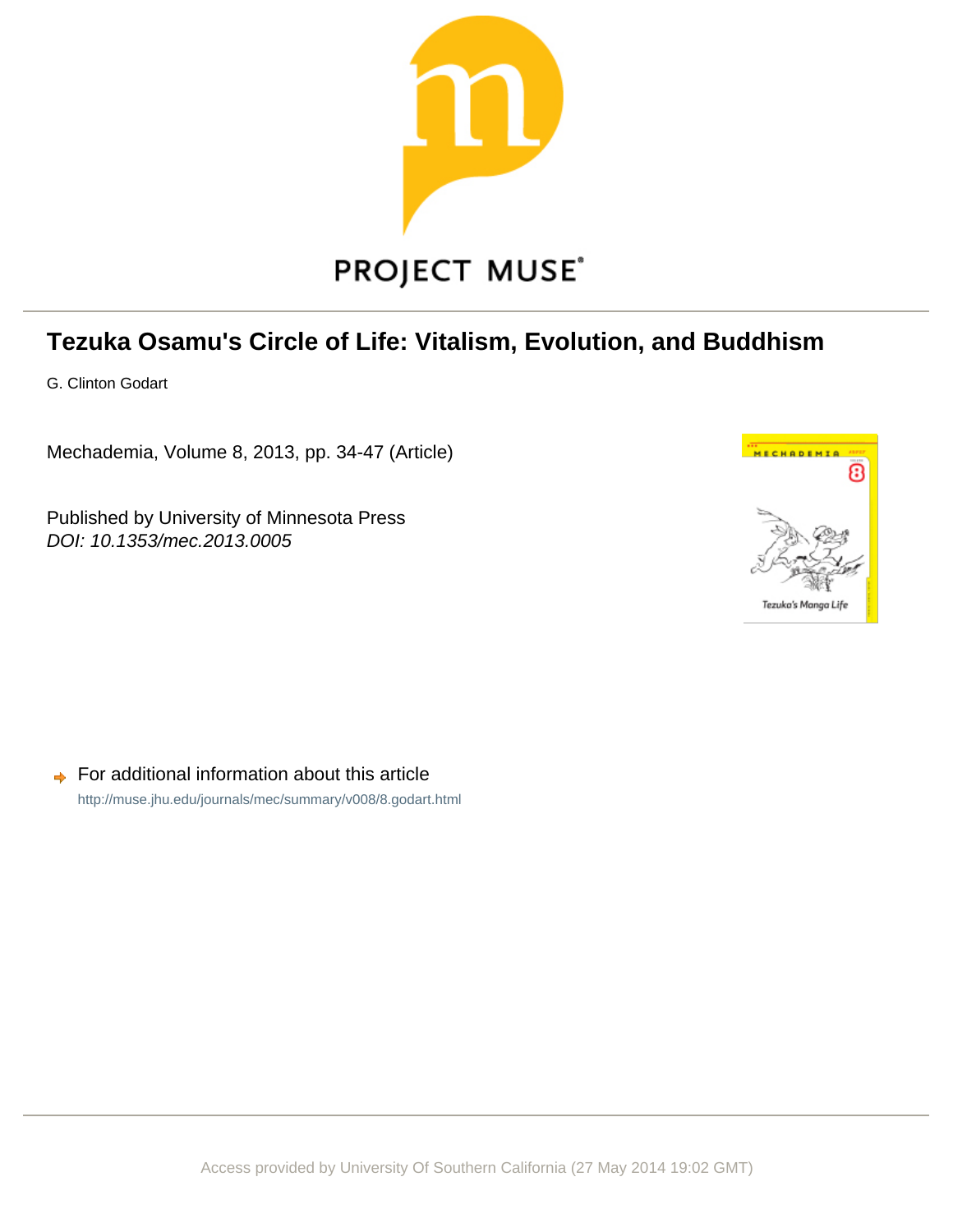PROJECT MUSE®

# Tezuka Osamu's Circle of Life: Vitalism, Evolution, and Buddhism

G. Clinton Godart

Mechademia, Volume 8, 2013, pp. 34-47 (Article)

Published by University of Minnesota Press
*DOI: 10.1353/mec.2013.0005*

➡ For additional information about this article
http://muse.jhu.edu/journals/mec/summary/v008/8.godart.html

Access provided by University Of Southern California (27 May 2014 19:02 GMT)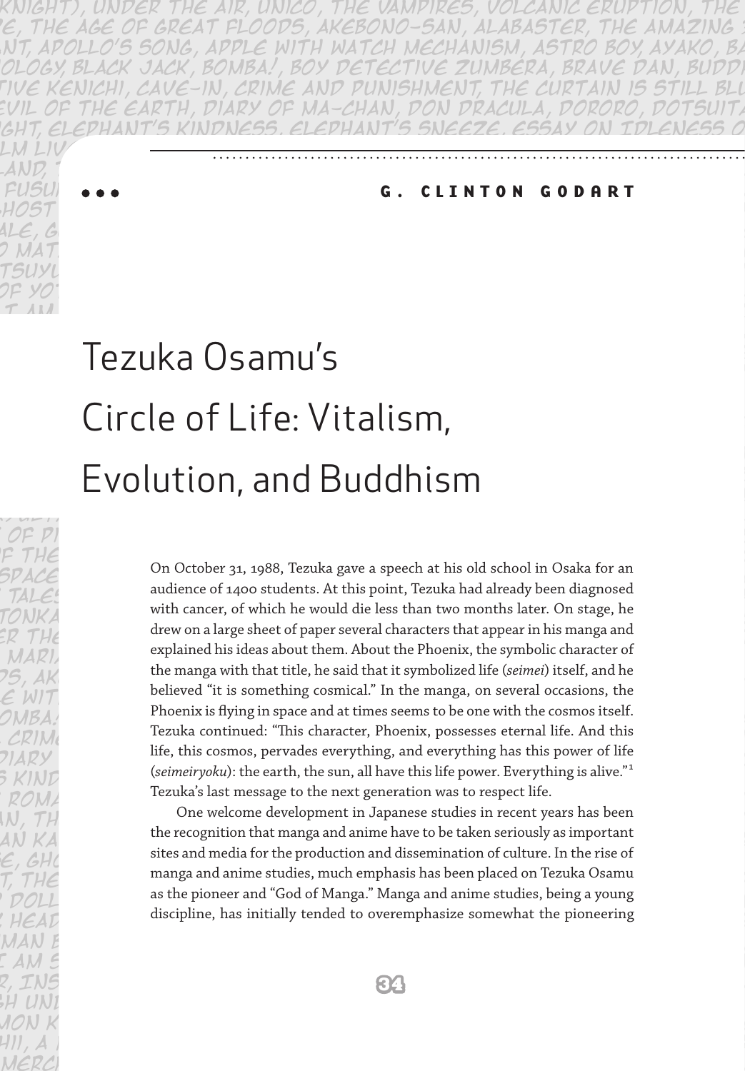G. CLINTON GODART

# Tezuka Osamu's Circle of Life: Vitalism, Evolution, and Buddhism

On October 31, 1988, Tezuka gave a speech at his old school in Osaka for an audience of 1400 students. At this point, Tezuka had already been diagnosed with cancer, of which he would die less than two months later. On stage, he drew on a large sheet of paper several characters that appear in his manga and explained his ideas about them. About the Phoenix, the symbolic character of the manga with that title, he said that it symbolized life (*seimei*) itself, and he believed "it is something cosmical." In the manga, on several occasions, the Phoenix is flying in space and at times seems to be one with the cosmos itself. Tezuka continued: "This character, Phoenix, possesses eternal life. And this life, this cosmos, pervades everything, and everything has this power of life (*seimeiryoku*): the earth, the sun, all have this life power. Everything is alive."[1] Tezuka's last message to the next generation was to respect life.

One welcome development in Japanese studies in recent years has been the recognition that manga and anime have to be taken seriously as important sites and media for the production and dissemination of culture. In the rise of manga and anime studies, much emphasis has been placed on Tezuka Osamu as the pioneer and "God of Manga." Manga and anime studies, being a young discipline, has initially tended to overemphasize somewhat the pioneering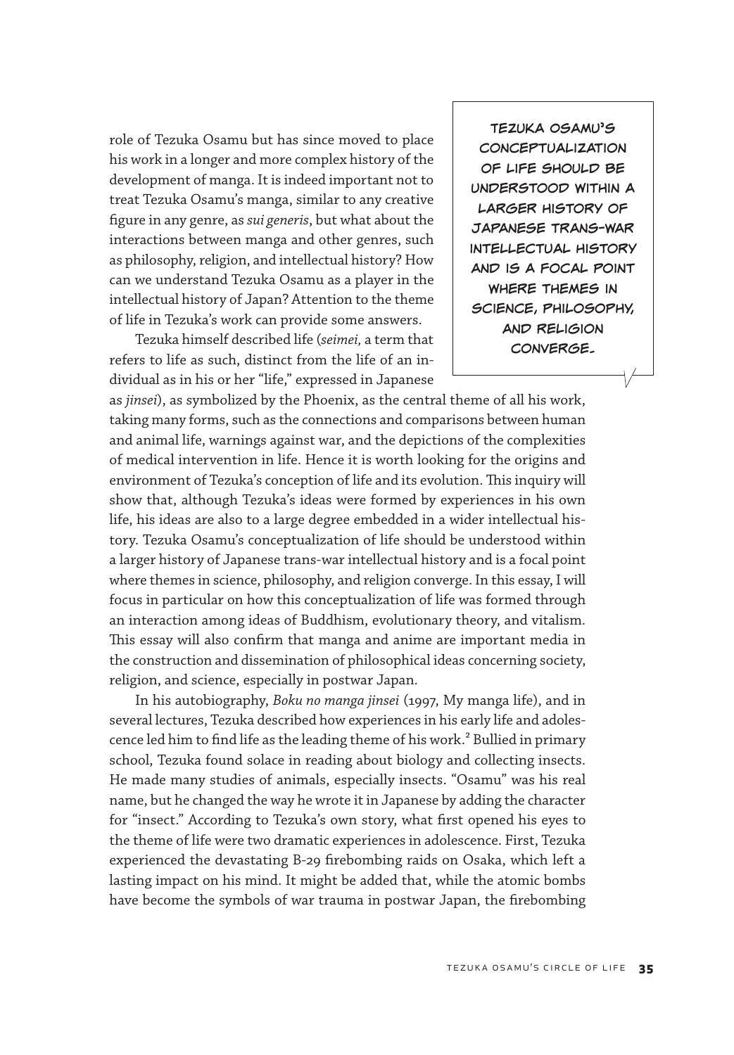role of Tezuka Osamu but has since moved to place his work in a longer and more complex history of the development of manga. It is indeed important not to treat Tezuka Osamu's manga, similar to any creative figure in any genre, as *sui generis*, but what about the interactions between manga and other genres, such as philosophy, religion, and intellectual history? How can we understand Tezuka Osamu as a player in the intellectual history of Japan? Attention to the theme of life in Tezuka's work can provide some answers.

> TEZUKA OSAMU'S CONCEPTUALIZATION OF LIFE SHOULD BE UNDERSTOOD WITHIN A LARGER HISTORY OF JAPANESE TRANS-WAR INTELLECTUAL HISTORY AND IS A FOCAL POINT WHERE THEMES IN SCIENCE, PHILOSOPHY, AND RELIGION CONVERGE.

Tezuka himself described life (*seimei,* a term that refers to life as such, distinct from the life of an individual as in his or her "life," expressed in Japanese as *jinsei*), as symbolized by the Phoenix, as the central theme of all his work, taking many forms, such as the connections and comparisons between human and animal life, warnings against war, and the depictions of the complexities of medical intervention in life. Hence it is worth looking for the origins and environment of Tezuka's conception of life and its evolution. This inquiry will show that, although Tezuka's ideas were formed by experiences in his own life, his ideas are also to a large degree embedded in a wider intellectual history. Tezuka Osamu's conceptualization of life should be understood within a larger history of Japanese trans-war intellectual history and is a focal point where themes in science, philosophy, and religion converge. In this essay, I will focus in particular on how this conceptualization of life was formed through an interaction among ideas of Buddhism, evolutionary theory, and vitalism. This essay will also confirm that manga and anime are important media in the construction and dissemination of philosophical ideas concerning society, religion, and science, especially in postwar Japan.

In his autobiography, *Boku no manga jinsei* (1997, My manga life), and in several lectures, Tezuka described how experiences in his early life and adolescence led him to find life as the leading theme of his work.[2] Bullied in primary school, Tezuka found solace in reading about biology and collecting insects. He made many studies of animals, especially insects. "Osamu" was his real name, but he changed the way he wrote it in Japanese by adding the character for "insect." According to Tezuka's own story, what first opened his eyes to the theme of life were two dramatic experiences in adolescence. First, Tezuka experienced the devastating B-29 firebombing raids on Osaka, which left a lasting impact on his mind. It might be added that, while the atomic bombs have become the symbols of war trauma in postwar Japan, the firebombing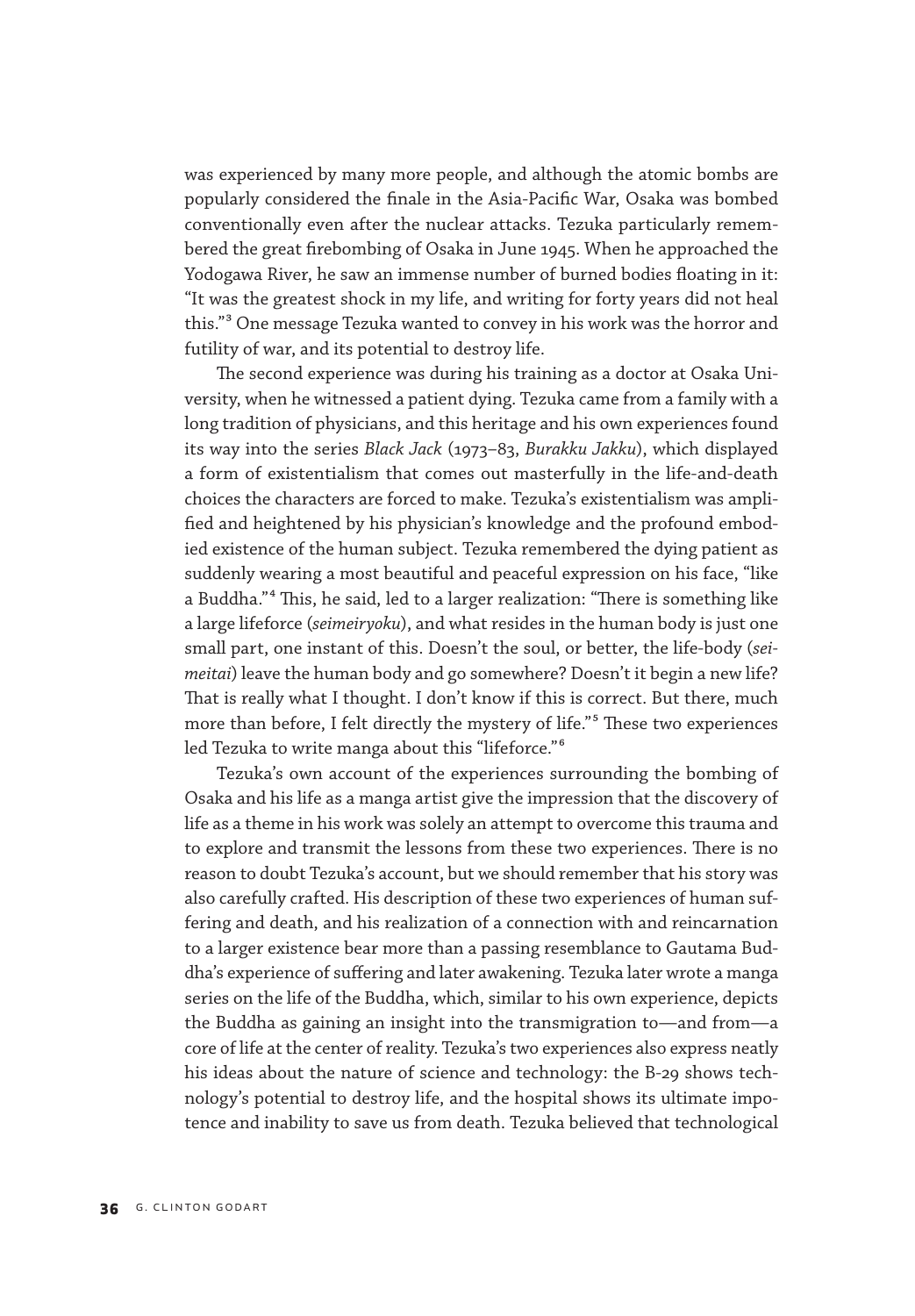was experienced by many more people, and although the atomic bombs are popularly considered the finale in the Asia-Pacific War, Osaka was bombed conventionally even after the nuclear attacks. Tezuka particularly remembered the great firebombing of Osaka in June 1945. When he approached the Yodogawa River, he saw an immense number of burned bodies floating in it: "It was the greatest shock in my life, and writing for forty years did not heal this."[3] One message Tezuka wanted to convey in his work was the horror and futility of war, and its potential to destroy life.

The second experience was during his training as a doctor at Osaka University, when he witnessed a patient dying. Tezuka came from a family with a long tradition of physicians, and this heritage and his own experiences found its way into the series *Black Jack* (1973–83, *Burakku Jakku*), which displayed a form of existentialism that comes out masterfully in the life-and-death choices the characters are forced to make. Tezuka's existentialism was amplified and heightened by his physician's knowledge and the profound embodied existence of the human subject. Tezuka remembered the dying patient as suddenly wearing a most beautiful and peaceful expression on his face, "like a Buddha."[4] This, he said, led to a larger realization: "There is something like a large lifeforce (*seimeiryoku*), and what resides in the human body is just one small part, one instant of this. Doesn't the soul, or better, the life-body (*seimeitai*) leave the human body and go somewhere? Doesn't it begin a new life? That is really what I thought. I don't know if this is correct. But there, much more than before, I felt directly the mystery of life."[5] These two experiences led Tezuka to write manga about this "lifeforce."[6]

Tezuka's own account of the experiences surrounding the bombing of Osaka and his life as a manga artist give the impression that the discovery of life as a theme in his work was solely an attempt to overcome this trauma and to explore and transmit the lessons from these two experiences. There is no reason to doubt Tezuka's account, but we should remember that his story was also carefully crafted. His description of these two experiences of human suffering and death, and his realization of a connection with and reincarnation to a larger existence bear more than a passing resemblance to Gautama Buddha's experience of suffering and later awakening. Tezuka later wrote a manga series on the life of the Buddha, which, similar to his own experience, depicts the Buddha as gaining an insight into the transmigration to—and from—a core of life at the center of reality. Tezuka's two experiences also express neatly his ideas about the nature of science and technology: the B-29 shows technology's potential to destroy life, and the hospital shows its ultimate impotence and inability to save us from death. Tezuka believed that technological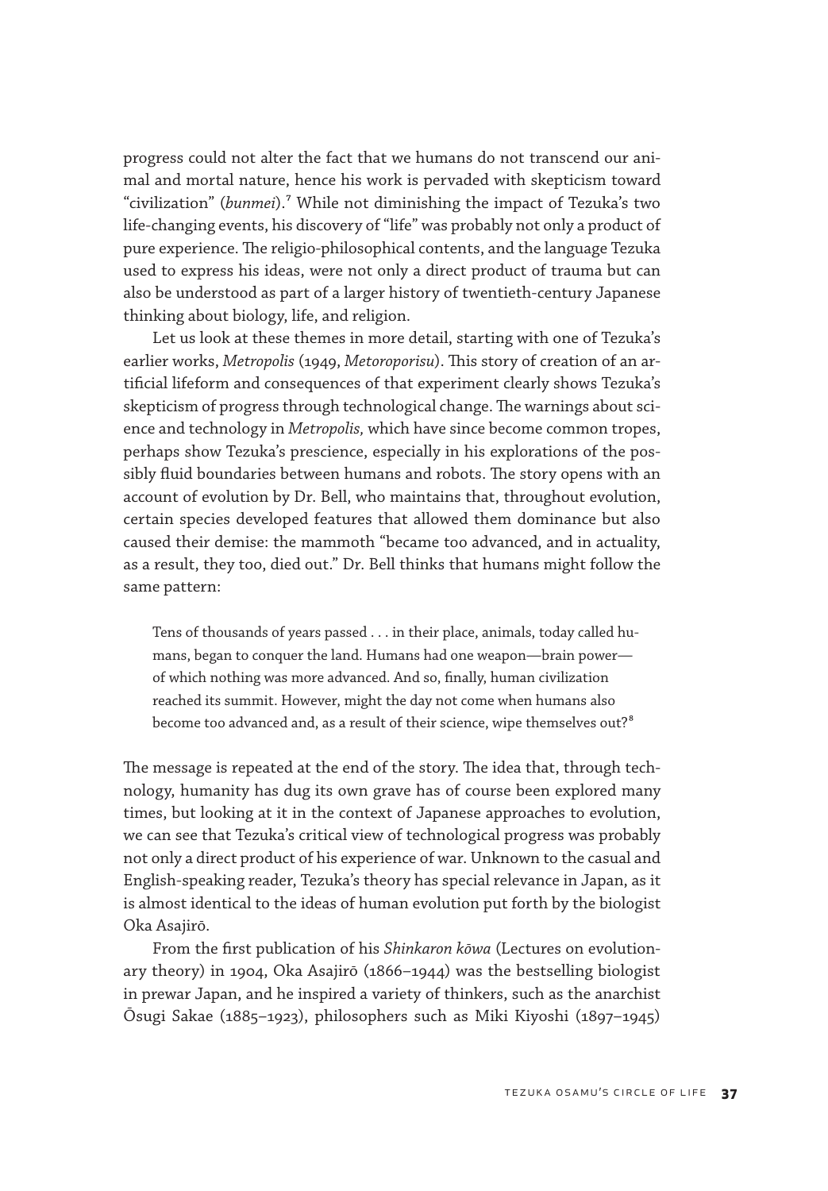progress could not alter the fact that we humans do not transcend our animal and mortal nature, hence his work is pervaded with skepticism toward "civilization" (*bunmei*).[7] While not diminishing the impact of Tezuka's two life-changing events, his discovery of "life" was probably not only a product of pure experience. The religio-philosophical contents, and the language Tezuka used to express his ideas, were not only a direct product of trauma but can also be understood as part of a larger history of twentieth-century Japanese thinking about biology, life, and religion.

Let us look at these themes in more detail, starting with one of Tezuka's earlier works, *Metropolis* (1949, *Metoroporisu*). This story of creation of an artificial lifeform and consequences of that experiment clearly shows Tezuka's skepticism of progress through technological change. The warnings about science and technology in *Metropolis,* which have since become common tropes, perhaps show Tezuka's prescience, especially in his explorations of the possibly fluid boundaries between humans and robots. The story opens with an account of evolution by Dr. Bell, who maintains that, throughout evolution, certain species developed features that allowed them dominance but also caused their demise: the mammoth "became too advanced, and in actuality, as a result, they too, died out." Dr. Bell thinks that humans might follow the same pattern:

> Tens of thousands of years passed . . . in their place, animals, today called humans, began to conquer the land. Humans had one weapon—brain power—of which nothing was more advanced. And so, finally, human civilization reached its summit. However, might the day not come when humans also become too advanced and, as a result of their science, wipe themselves out?[8]

The message is repeated at the end of the story. The idea that, through technology, humanity has dug its own grave has of course been explored many times, but looking at it in the context of Japanese approaches to evolution, we can see that Tezuka's critical view of technological progress was probably not only a direct product of his experience of war. Unknown to the casual and English-speaking reader, Tezuka's theory has special relevance in Japan, as it is almost identical to the ideas of human evolution put forth by the biologist Oka Asajirō.

From the first publication of his *Shinkaron kōwa* (Lectures on evolutionary theory) in 1904, Oka Asajirō (1866–1944) was the bestselling biologist in prewar Japan, and he inspired a variety of thinkers, such as the anarchist Ōsugi Sakae (1885–1923), philosophers such as Miki Kiyoshi (1897–1945)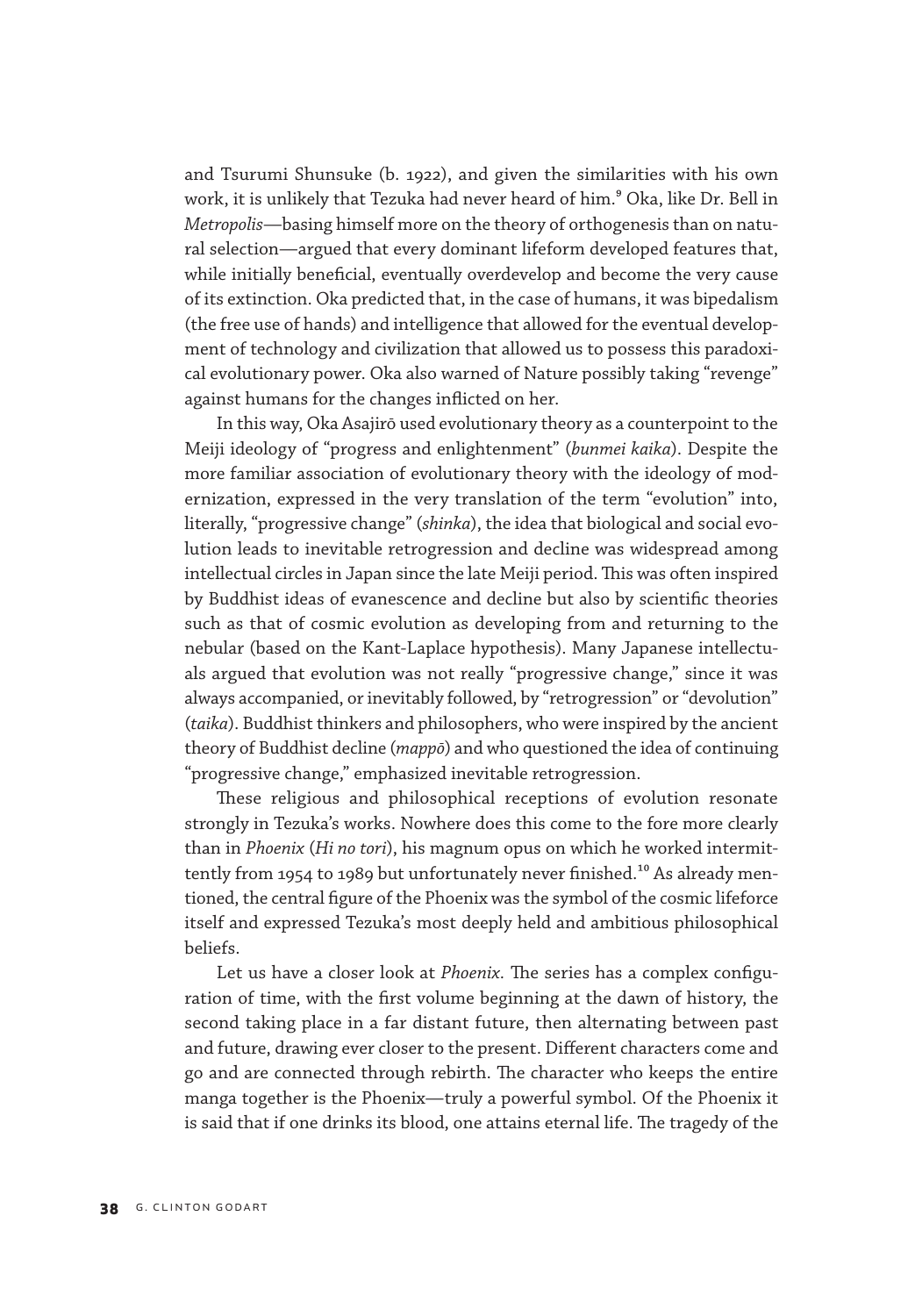and Tsurumi Shunsuke (b. 1922), and given the similarities with his own work, it is unlikely that Tezuka had never heard of him.[9] Oka, like Dr. Bell in *Metropolis*—basing himself more on the theory of orthogenesis than on natural selection—argued that every dominant lifeform developed features that, while initially beneficial, eventually overdevelop and become the very cause of its extinction. Oka predicted that, in the case of humans, it was bipedalism (the free use of hands) and intelligence that allowed for the eventual development of technology and civilization that allowed us to possess this paradoxical evolutionary power. Oka also warned of Nature possibly taking "revenge" against humans for the changes inflicted on her.

In this way, Oka Asajirō used evolutionary theory as a counterpoint to the Meiji ideology of "progress and enlightenment" (*bunmei kaika*). Despite the more familiar association of evolutionary theory with the ideology of modernization, expressed in the very translation of the term "evolution" into, literally, "progressive change" (*shinka*), the idea that biological and social evolution leads to inevitable retrogression and decline was widespread among intellectual circles in Japan since the late Meiji period. This was often inspired by Buddhist ideas of evanescence and decline but also by scientific theories such as that of cosmic evolution as developing from and returning to the nebular (based on the Kant-Laplace hypothesis). Many Japanese intellectuals argued that evolution was not really "progressive change," since it was always accompanied, or inevitably followed, by "retrogression" or "devolution" (*taika*). Buddhist thinkers and philosophers, who were inspired by the ancient theory of Buddhist decline (*mappō*) and who questioned the idea of continuing "progressive change," emphasized inevitable retrogression.

These religious and philosophical receptions of evolution resonate strongly in Tezuka's works. Nowhere does this come to the fore more clearly than in *Phoenix* (*Hi no tori*), his magnum opus on which he worked intermittently from 1954 to 1989 but unfortunately never finished.[10] As already mentioned, the central figure of the Phoenix was the symbol of the cosmic lifeforce itself and expressed Tezuka's most deeply held and ambitious philosophical beliefs.

Let us have a closer look at *Phoenix*. The series has a complex configuration of time, with the first volume beginning at the dawn of history, the second taking place in a far distant future, then alternating between past and future, drawing ever closer to the present. Different characters come and go and are connected through rebirth. The character who keeps the entire manga together is the Phoenix—truly a powerful symbol. Of the Phoenix it is said that if one drinks its blood, one attains eternal life. The tragedy of the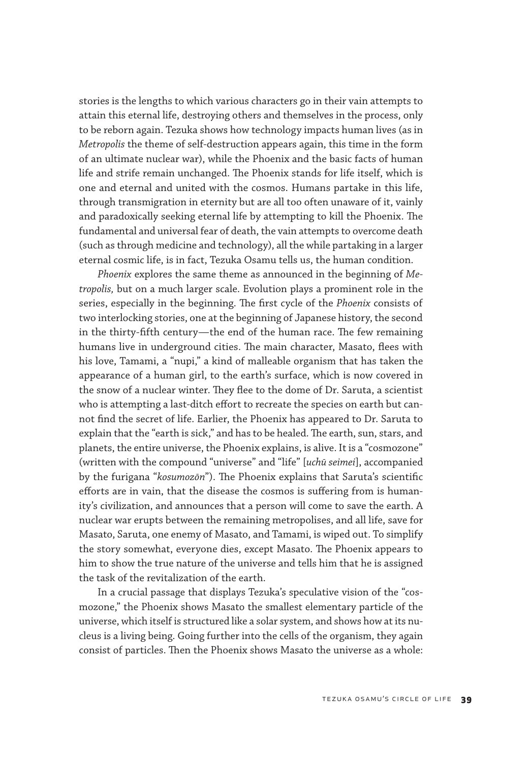stories is the lengths to which various characters go in their vain attempts to attain this eternal life, destroying others and themselves in the process, only to be reborn again. Tezuka shows how technology impacts human lives (as in *Metropolis* the theme of self-destruction appears again, this time in the form of an ultimate nuclear war), while the Phoenix and the basic facts of human life and strife remain unchanged. The Phoenix stands for life itself, which is one and eternal and united with the cosmos. Humans partake in this life, through transmigration in eternity but are all too often unaware of it, vainly and paradoxically seeking eternal life by attempting to kill the Phoenix. The fundamental and universal fear of death, the vain attempts to overcome death (such as through medicine and technology), all the while partaking in a larger eternal cosmic life, is in fact, Tezuka Osamu tells us, the human condition.

*Phoenix* explores the same theme as announced in the beginning of *Metropolis,* but on a much larger scale. Evolution plays a prominent role in the series, especially in the beginning. The first cycle of the *Phoenix* consists of two interlocking stories, one at the beginning of Japanese history, the second in the thirty-fifth century—the end of the human race. The few remaining humans live in underground cities. The main character, Masato, flees with his love, Tamami, a "nupi," a kind of malleable organism that has taken the appearance of a human girl, to the earth's surface, which is now covered in the snow of a nuclear winter. They flee to the dome of Dr. Saruta, a scientist who is attempting a last-ditch effort to recreate the species on earth but cannot find the secret of life. Earlier, the Phoenix has appeared to Dr. Saruta to explain that the "earth is sick," and has to be healed. The earth, sun, stars, and planets, the entire universe, the Phoenix explains, is alive. It is a "cosmozone" (written with the compound "universe" and "life" [*uchū seimei*], accompanied by the furigana "*kosumozōn*"). The Phoenix explains that Saruta's scientific efforts are in vain, that the disease the cosmos is suffering from is humanity's civilization, and announces that a person will come to save the earth. A nuclear war erupts between the remaining metropolises, and all life, save for Masato, Saruta, one enemy of Masato, and Tamami, is wiped out. To simplify the story somewhat, everyone dies, except Masato. The Phoenix appears to him to show the true nature of the universe and tells him that he is assigned the task of the revitalization of the earth.

In a crucial passage that displays Tezuka's speculative vision of the "cosmozone," the Phoenix shows Masato the smallest elementary particle of the universe, which itself is structured like a solar system, and shows how at its nucleus is a living being. Going further into the cells of the organism, they again consist of particles. Then the Phoenix shows Masato the universe as a whole: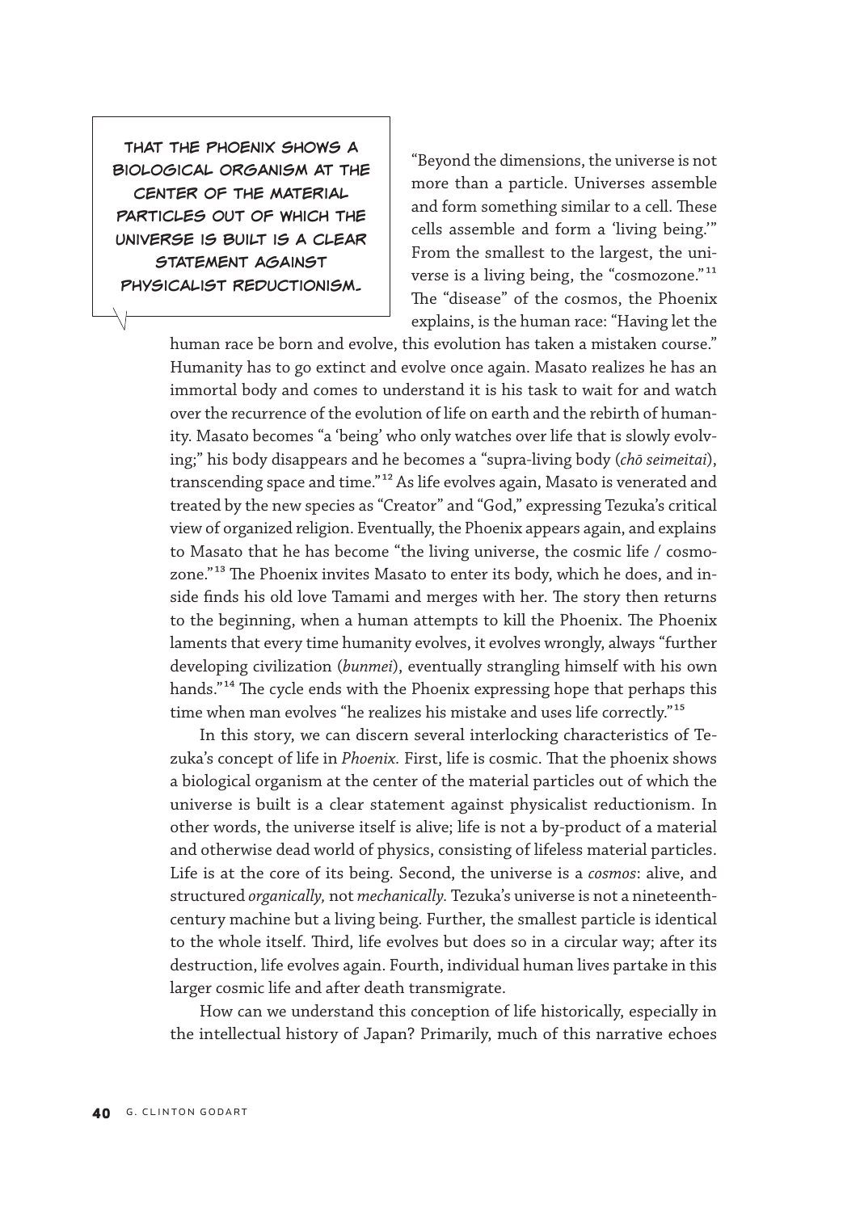> THAT THE PHOENIX SHOWS A BIOLOGICAL ORGANISM AT THE CENTER OF THE MATERIAL PARTICLES OUT OF WHICH THE UNIVERSE IS BUILT IS A CLEAR STATEMENT AGAINST PHYSICALIST REDUCTIONISM.

"Beyond the dimensions, the universe is not more than a particle. Universes assemble and form something similar to a cell. These cells assemble and form a 'living being.'" From the smallest to the largest, the universe is a living being, the "cosmozone."[11] The "disease" of the cosmos, the Phoenix explains, is the human race: "Having let the human race be born and evolve, this evolution has taken a mistaken course." Humanity has to go extinct and evolve once again. Masato realizes he has an immortal body and comes to understand it is his task to wait for and watch over the recurrence of the evolution of life on earth and the rebirth of humanity. Masato becomes "a 'being' who only watches over life that is slowly evolving;" his body disappears and he becomes a "supra-living body (*chō seimeitai*), transcending space and time."[12] As life evolves again, Masato is venerated and treated by the new species as "Creator" and "God," expressing Tezuka's critical view of organized religion. Eventually, the Phoenix appears again, and explains to Masato that he has become "the living universe, the cosmic life / cosmozone."[13] The Phoenix invites Masato to enter its body, which he does, and inside finds his old love Tamami and merges with her. The story then returns to the beginning, when a human attempts to kill the Phoenix. The Phoenix laments that every time humanity evolves, it evolves wrongly, always "further developing civilization (*bunmei*), eventually strangling himself with his own hands."[14] The cycle ends with the Phoenix expressing hope that perhaps this time when man evolves "he realizes his mistake and uses life correctly."[15]

In this story, we can discern several interlocking characteristics of Tezuka's concept of life in *Phoenix*. First, life is cosmic. That the phoenix shows a biological organism at the center of the material particles out of which the universe is built is a clear statement against physicalist reductionism. In other words, the universe itself is alive; life is not a by-product of a material and otherwise dead world of physics, consisting of lifeless material particles. Life is at the core of its being. Second, the universe is a *cosmos*: alive, and structured *organically,* not *mechanically*. Tezuka's universe is not a nineteenth-century machine but a living being. Further, the smallest particle is identical to the whole itself. Third, life evolves but does so in a circular way; after its destruction, life evolves again. Fourth, individual human lives partake in this larger cosmic life and after death transmigrate.

How can we understand this conception of life historically, especially in the intellectual history of Japan? Primarily, much of this narrative echoes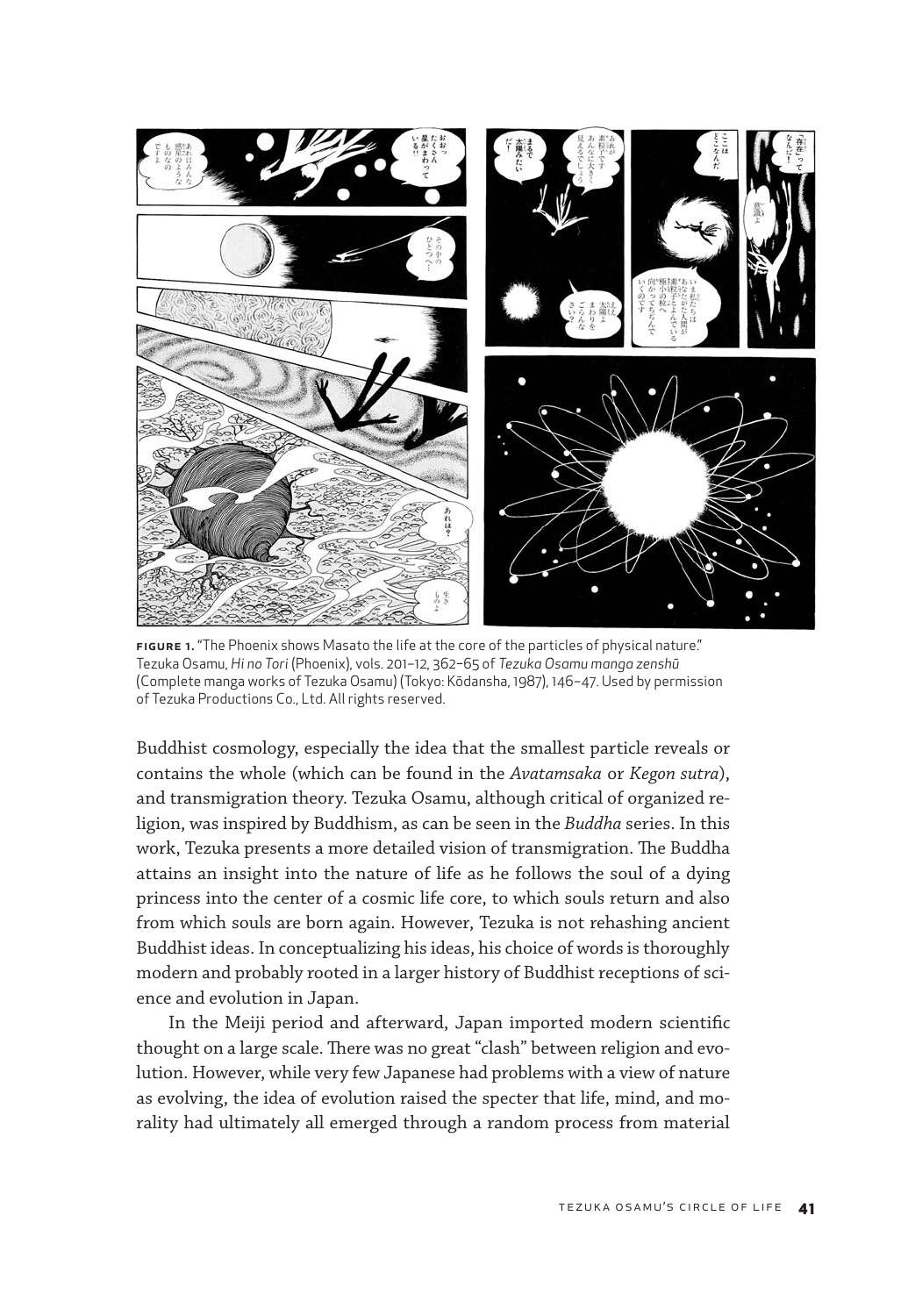**FIGURE 1.** "The Phoenix shows Masato the life at the core of the particles of physical nature." Tezuka Osamu, *Hi no Tori* (Phoenix), vols. 201–12, 362–65 of *Tezuka Osamu manga zenshū* (Complete manga works of Tezuka Osamu) (Tokyo: Kōdansha, 1987), 146–47. Used by permission of Tezuka Productions Co., Ltd. All rights reserved.

Buddhist cosmology, especially the idea that the smallest particle reveals or contains the whole (which can be found in the *Avatamsaka* or *Kegon sutra*), and transmigration theory. Tezuka Osamu, although critical of organized religion, was inspired by Buddhism, as can be seen in the *Buddha* series. In this work, Tezuka presents a more detailed vision of transmigration. The Buddha attains an insight into the nature of life as he follows the soul of a dying princess into the center of a cosmic life core, to which souls return and also from which souls are born again. However, Tezuka is not rehashing ancient Buddhist ideas. In conceptualizing his ideas, his choice of words is thoroughly modern and probably rooted in a larger history of Buddhist receptions of science and evolution in Japan.

In the Meiji period and afterward, Japan imported modern scientific thought on a large scale. There was no great "clash" between religion and evolution. However, while very few Japanese had problems with a view of nature as evolving, the idea of evolution raised the specter that life, mind, and morality had ultimately all emerged through a random process from material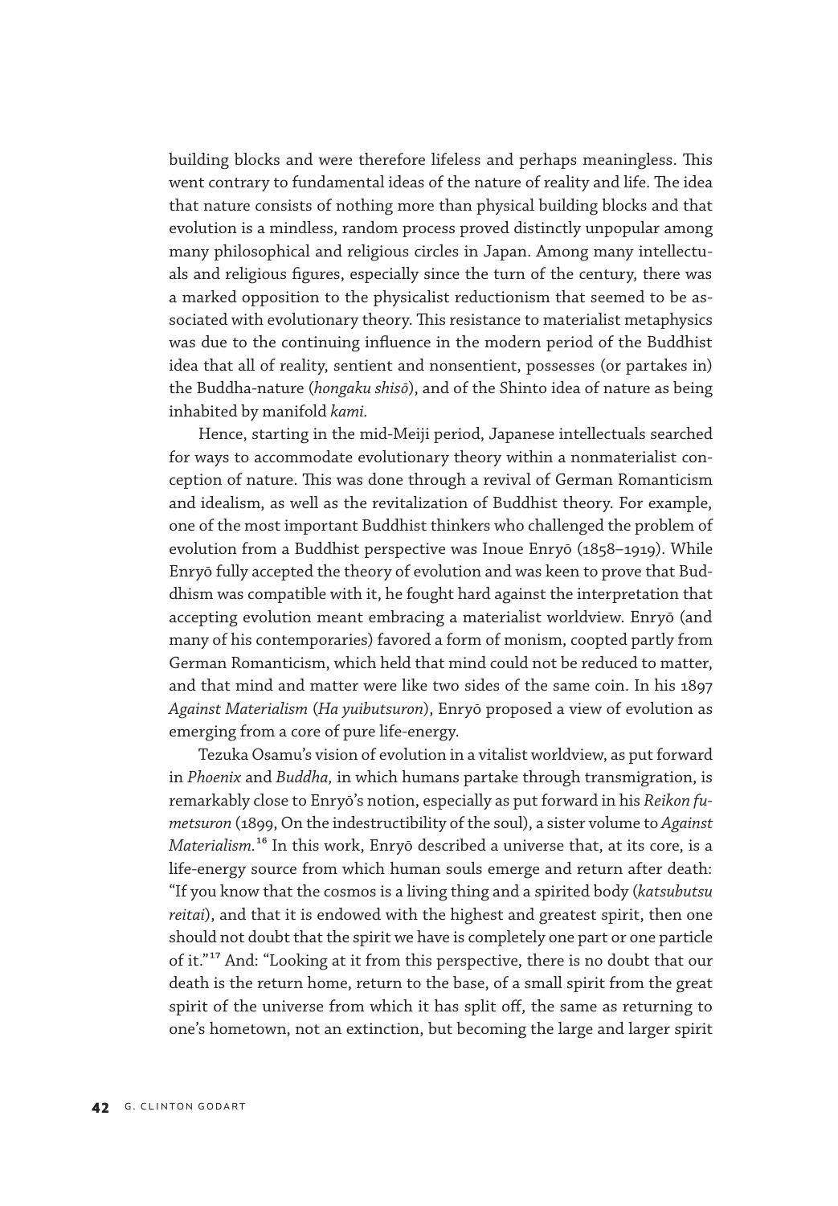building blocks and were therefore lifeless and perhaps meaningless. This went contrary to fundamental ideas of the nature of reality and life. The idea that nature consists of nothing more than physical building blocks and that evolution is a mindless, random process proved distinctly unpopular among many philosophical and religious circles in Japan. Among many intellectuals and religious figures, especially since the turn of the century, there was a marked opposition to the physicalist reductionism that seemed to be associated with evolutionary theory. This resistance to materialist metaphysics was due to the continuing influence in the modern period of the Buddhist idea that all of reality, sentient and nonsentient, possesses (or partakes in) the Buddha-nature (*hongaku shisō*), and of the Shinto idea of nature as being inhabited by manifold *kami.*

Hence, starting in the mid-Meiji period, Japanese intellectuals searched for ways to accommodate evolutionary theory within a nonmaterialist conception of nature. This was done through a revival of German Romanticism and idealism, as well as the revitalization of Buddhist theory. For example, one of the most important Buddhist thinkers who challenged the problem of evolution from a Buddhist perspective was Inoue Enryō (1858–1919). While Enryō fully accepted the theory of evolution and was keen to prove that Buddhism was compatible with it, he fought hard against the interpretation that accepting evolution meant embracing a materialist worldview. Enryō (and many of his contemporaries) favored a form of monism, coopted partly from German Romanticism, which held that mind could not be reduced to matter, and that mind and matter were like two sides of the same coin. In his 1897 *Against Materialism* (*Ha yuibutsuron*), Enryō proposed a view of evolution as emerging from a core of pure life-energy.

Tezuka Osamu's vision of evolution in a vitalist worldview, as put forward in *Phoenix* and *Buddha,* in which humans partake through transmigration, is remarkably close to Enryō's notion, especially as put forward in his *Reikon fumetsuron* (1899, On the indestructibility of the soul), a sister volume to *Against Materialism.*[16] In this work, Enryō described a universe that, at its core, is a life-energy source from which human souls emerge and return after death: "If you know that the cosmos is a living thing and a spirited body (*katsubutsu reitai*), and that it is endowed with the highest and greatest spirit, then one should not doubt that the spirit we have is completely one part or one particle of it."[17] And: "Looking at it from this perspective, there is no doubt that our death is the return home, return to the base, of a small spirit from the great spirit of the universe from which it has split off, the same as returning to one's hometown, not an extinction, but becoming the large and larger spirit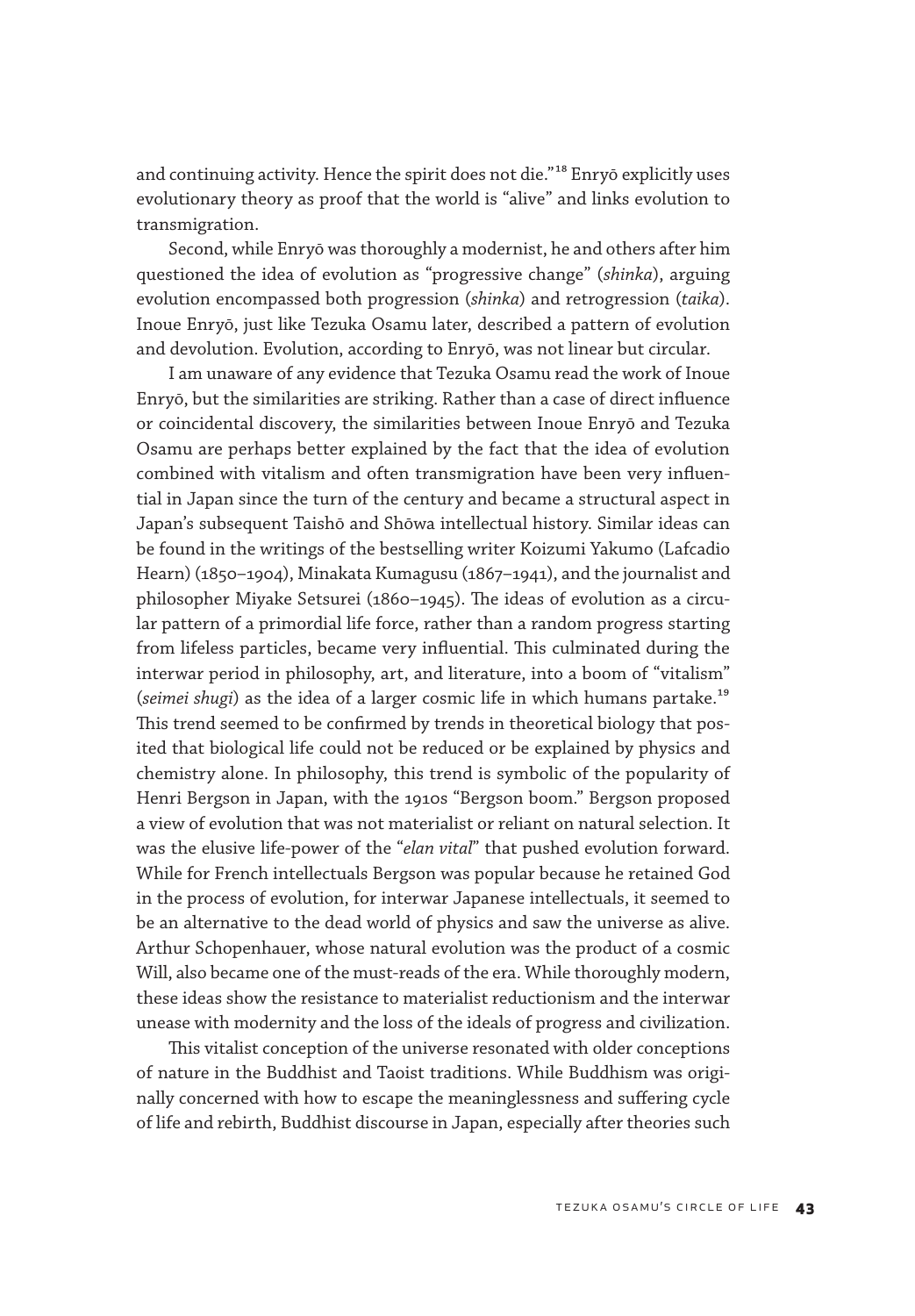and continuing activity. Hence the spirit does not die."[18] Enryō explicitly uses evolutionary theory as proof that the world is "alive" and links evolution to transmigration.

Second, while Enryō was thoroughly a modernist, he and others after him questioned the idea of evolution as "progressive change" (*shinka*), arguing evolution encompassed both progression (*shinka*) and retrogression (*taika*). Inoue Enryō, just like Tezuka Osamu later, described a pattern of evolution and devolution. Evolution, according to Enryō, was not linear but circular.

I am unaware of any evidence that Tezuka Osamu read the work of Inoue Enryō, but the similarities are striking. Rather than a case of direct influence or coincidental discovery, the similarities between Inoue Enryō and Tezuka Osamu are perhaps better explained by the fact that the idea of evolution combined with vitalism and often transmigration have been very influential in Japan since the turn of the century and became a structural aspect in Japan's subsequent Taishō and Shōwa intellectual history. Similar ideas can be found in the writings of the bestselling writer Koizumi Yakumo (Lafcadio Hearn) (1850–1904), Minakata Kumagusu (1867–1941), and the journalist and philosopher Miyake Setsurei (1860–1945). The ideas of evolution as a circular pattern of a primordial life force, rather than a random progress starting from lifeless particles, became very influential. This culminated during the interwar period in philosophy, art, and literature, into a boom of "vitalism" (*seimei shugi*) as the idea of a larger cosmic life in which humans partake.[19] This trend seemed to be confirmed by trends in theoretical biology that posited that biological life could not be reduced or be explained by physics and chemistry alone. In philosophy, this trend is symbolic of the popularity of Henri Bergson in Japan, with the 1910s "Bergson boom." Bergson proposed a view of evolution that was not materialist or reliant on natural selection. It was the elusive life-power of the "*elan vital*" that pushed evolution forward. While for French intellectuals Bergson was popular because he retained God in the process of evolution, for interwar Japanese intellectuals, it seemed to be an alternative to the dead world of physics and saw the universe as alive. Arthur Schopenhauer, whose natural evolution was the product of a cosmic Will, also became one of the must-reads of the era. While thoroughly modern, these ideas show the resistance to materialist reductionism and the interwar unease with modernity and the loss of the ideals of progress and civilization.

This vitalist conception of the universe resonated with older conceptions of nature in the Buddhist and Taoist traditions. While Buddhism was originally concerned with how to escape the meaninglessness and suffering cycle of life and rebirth, Buddhist discourse in Japan, especially after theories such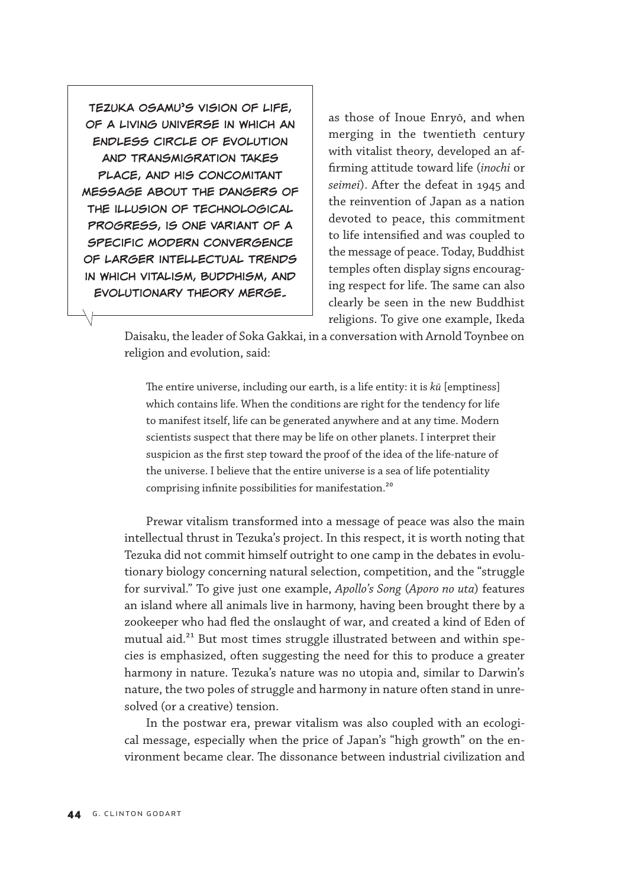**Tezuka Osamu's vision of life, of a living universe in which an endless circle of evolution and transmigration takes place, and his concomitant message about the dangers of the illusion of technological progress, is one variant of a specific modern convergence of larger intellectual trends in which vitalism, Buddhism, and evolutionary theory merge.**

as those of Inoue Enryō, and when merging in the twentieth century with vitalist theory, developed an affirming attitude toward life (*inochi* or *seimei*). After the defeat in 1945 and the reinvention of Japan as a nation devoted to peace, this commitment to life intensified and was coupled to the message of peace. Today, Buddhist temples often display signs encouraging respect for life. The same can also clearly be seen in the new Buddhist religions. To give one example, Ikeda Daisaku, the leader of Soka Gakkai, in a conversation with Arnold Toynbee on religion and evolution, said:

> The entire universe, including our earth, is a life entity: it is *kū* [emptiness] which contains life. When the conditions are right for the tendency for life to manifest itself, life can be generated anywhere and at any time. Modern scientists suspect that there may be life on other planets. I interpret their suspicion as the first step toward the proof of the idea of the life-nature of the universe. I believe that the entire universe is a sea of life potentiality comprising infinite possibilities for manifestation.[20]

Prewar vitalism transformed into a message of peace was also the main intellectual thrust in Tezuka's project. In this respect, it is worth noting that Tezuka did not commit himself outright to one camp in the debates in evolutionary biology concerning natural selection, competition, and the "struggle for survival." To give just one example, *Apollo's Song* (*Aporo no uta*) features an island where all animals live in harmony, having been brought there by a zookeeper who had fled the onslaught of war, and created a kind of Eden of mutual aid.[21] But most times struggle illustrated between and within species is emphasized, often suggesting the need for this to produce a greater harmony in nature. Tezuka's nature was no utopia and, similar to Darwin's nature, the two poles of struggle and harmony in nature often stand in unresolved (or a creative) tension.

In the postwar era, prewar vitalism was also coupled with an ecological message, especially when the price of Japan's "high growth" on the environment became clear. The dissonance between industrial civilization and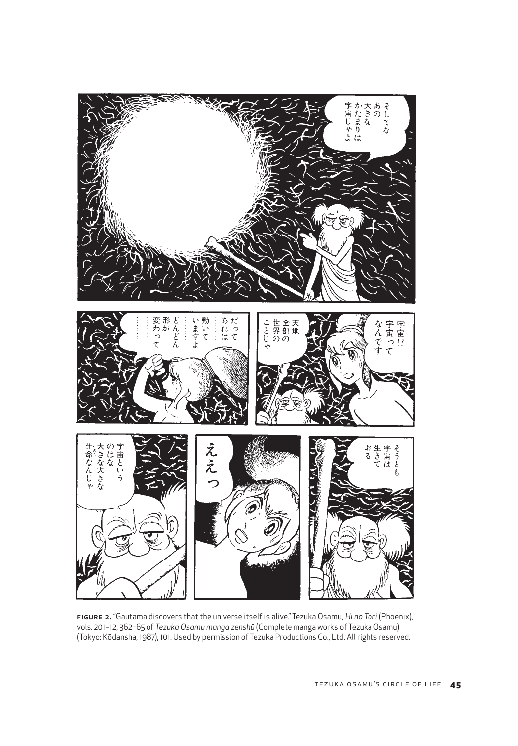**FIGURE 2.** "Gautama discovers that the universe itself is alive." Tezuka Osamu, *Hi no Tori* (Phoenix), vols. 201–12, 362–65 of *Tezuka Osamu manga zenshū* (Complete manga works of Tezuka Osamu) (Tokyo: Kōdansha, 1987), 101. Used by permission of Tezuka Productions Co., Ltd. All rights reserved.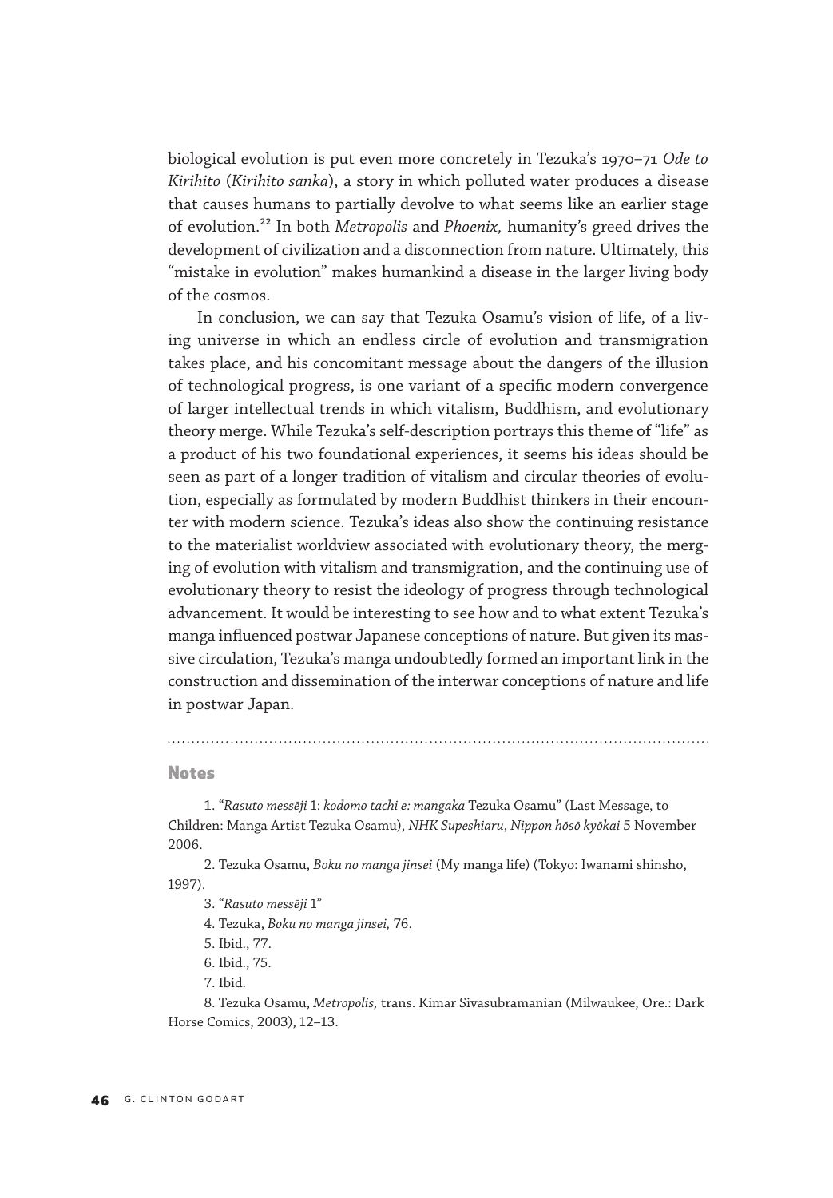biological evolution is put even more concretely in Tezuka's 1970–71 *Ode to Kirihito* (*Kirihito sanka*), a story in which polluted water produces a disease that causes humans to partially devolve to what seems like an earlier stage of evolution.[22] In both *Metropolis* and *Phoenix,* humanity's greed drives the development of civilization and a disconnection from nature. Ultimately, this "mistake in evolution" makes humankind a disease in the larger living body of the cosmos.

In conclusion, we can say that Tezuka Osamu's vision of life, of a living universe in which an endless circle of evolution and transmigration takes place, and his concomitant message about the dangers of the illusion of technological progress, is one variant of a specific modern convergence of larger intellectual trends in which vitalism, Buddhism, and evolutionary theory merge. While Tezuka's self-description portrays this theme of "life" as a product of his two foundational experiences, it seems his ideas should be seen as part of a longer tradition of vitalism and circular theories of evolution, especially as formulated by modern Buddhist thinkers in their encounter with modern science. Tezuka's ideas also show the continuing resistance to the materialist worldview associated with evolutionary theory, the merging of evolution with vitalism and transmigration, and the continuing use of evolutionary theory to resist the ideology of progress through technological advancement. It would be interesting to see how and to what extent Tezuka's manga influenced postwar Japanese conceptions of nature. But given its massive circulation, Tezuka's manga undoubtedly formed an important link in the construction and dissemination of the interwar conceptions of nature and life in postwar Japan.

## Notes

1. "*Rasuto messēji* 1: *kodomo tachi e: mangaka* Tezuka Osamu" (Last Message, to Children: Manga Artist Tezuka Osamu), *NHK Supeshiaru*, *Nippon hōsō kyōkai* 5 November 2006.

2. Tezuka Osamu, *Boku no manga jinsei* (My manga life) (Tokyo: Iwanami shinsho, 1997).

3. "*Rasuto messēji* 1"

4. Tezuka, *Boku no manga jinsei,* 76.

5. Ibid., 77.

6. Ibid., 75.

7. Ibid.

8. Tezuka Osamu, *Metropolis,* trans. Kimar Sivasubramanian (Milwaukee, Ore.: Dark Horse Comics, 2003), 12–13.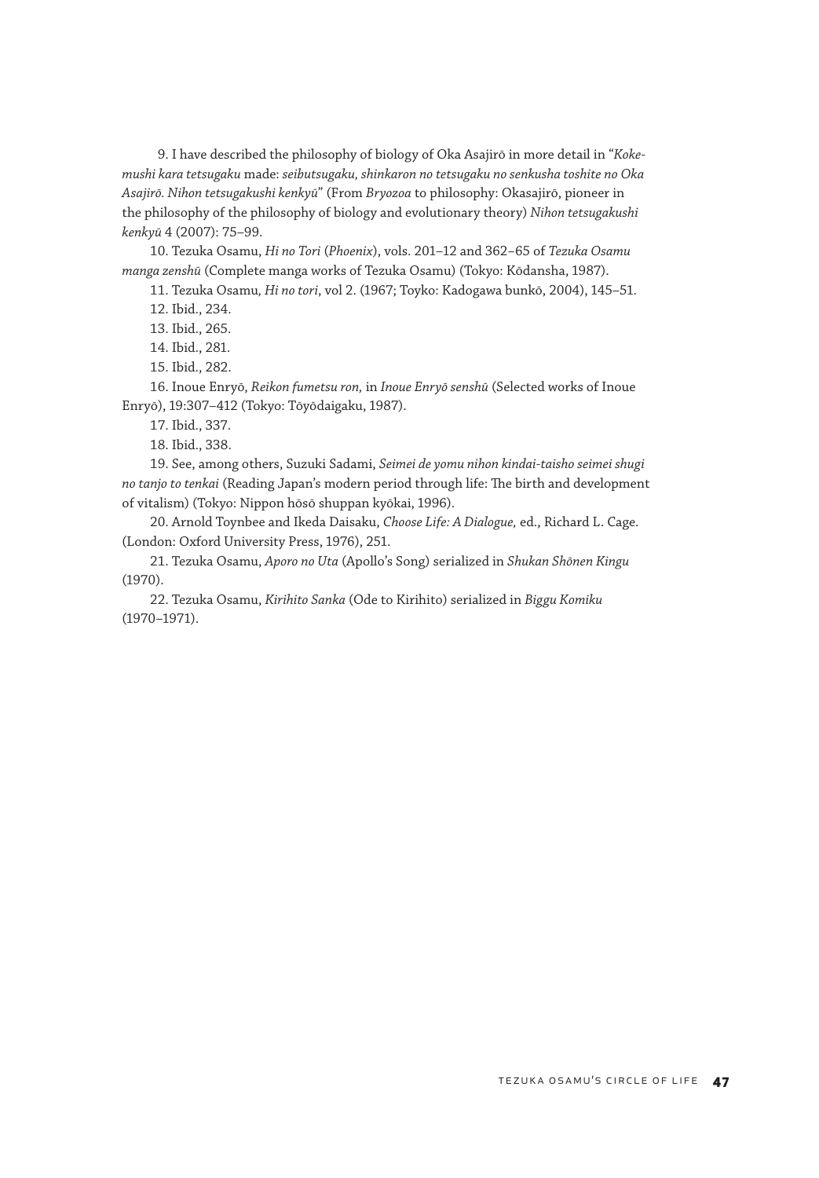9. I have described the philosophy of biology of Oka Asajirō in more detail in "*Kokemushi kara tetsugaku* made: *seibutsugaku, shinkaron no tetsugaku no senkusha toshite no Oka Asajirō. Nihon tetsugakushi kenkyū*" (From *Bryozoa* to philosophy: Okasajirō, pioneer in the philosophy of the philosophy of biology and evolutionary theory) *Nihon tetsugakushi kenkyū* 4 (2007): 75–99.

10. Tezuka Osamu, *Hi no Tori* (*Phoenix*), vols. 201–12 and 362–65 of *Tezuka Osamu manga zenshū* (Complete manga works of Tezuka Osamu) (Tokyo: Kōdansha, 1987).

11. Tezuka Osamu*, Hi no tori*, vol 2. (1967; Toyko: Kadogawa bunkō, 2004), 145–51.

12. Ibid., 234.

13. Ibid., 265.

14. Ibid., 281.

15. Ibid., 282.

16. Inoue Enryō, *Reikon fumetsu ron,* in *Inoue Enryō senshū* (Selected works of Inoue Enryō), 19:307–412 (Tokyo: Tōyōdaigaku, 1987).

17. Ibid., 337.

18. Ibid., 338.

19. See, among others, Suzuki Sadami, *Seimei de yomu nihon kindai-taisho seimei shugi no tanjo to tenkai* (Reading Japan's modern period through life: The birth and development of vitalism) (Tokyo: Nippon hōsō shuppan kyōkai, 1996).

20. Arnold Toynbee and Ikeda Daisaku, *Choose Life: A Dialogue,* ed., Richard L. Cage. (London: Oxford University Press, 1976), 251.

21. Tezuka Osamu, *Aporo no Uta* (Apollo's Song) serialized in *Shukan Shōnen Kingu* (1970).

22. Tezuka Osamu, *Kirihito Sanka* (Ode to Kirihito) serialized in *Biggu Komiku* (1970–1971).